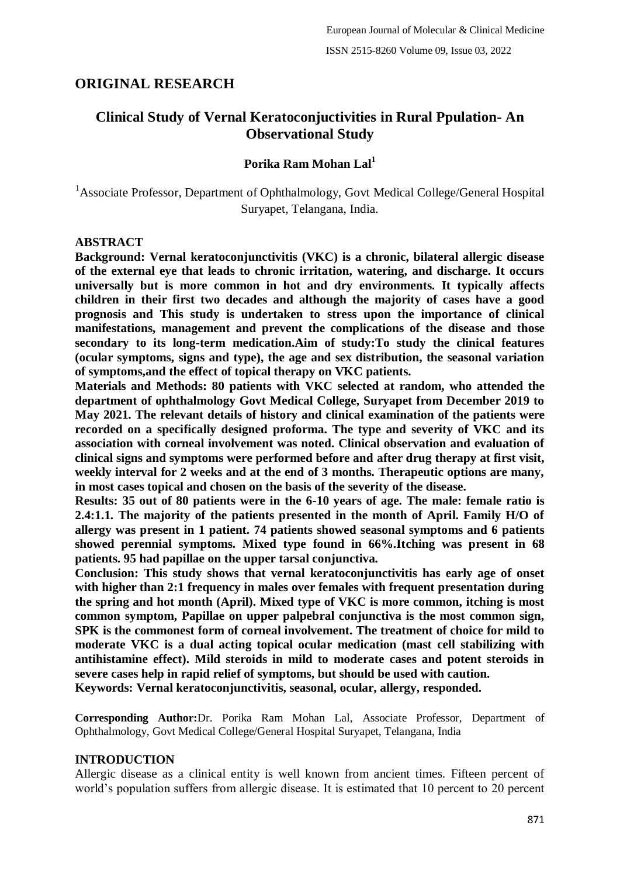## ORIGINAL RESEARCH

# Clinical Study of Vernal Keratoconjuctivities in Rural Ppulation- An Observational Study

**Porika Ram Mohan Lal[1]**

[1]Associate Professor, Department of Ophthalmology, Govt Medical College/General Hospital Suryapet, Telangana, India.

## ABSTRACT

**Background: Vernal keratoconjunctivitis (VKC) is a chronic, bilateral allergic disease of the external eye that leads to chronic irritation, watering, and discharge. It occurs universally but is more common in hot and dry environments. It typically affects children in their first two decades and although the majority of cases have a good prognosis and This study is undertaken to stress upon the importance of clinical manifestations, management and prevent the complications of the disease and those secondary to its long-term medication.Aim of study:To study the clinical features (ocular symptoms, signs and type), the age and sex distribution, the seasonal variation of symptoms,and the effect of topical therapy on VKC patients.**

**Materials and Methods: 80 patients with VKC selected at random, who attended the department of ophthalmology Govt Medical College, Suryapet from December 2019 to May 2021. The relevant details of history and clinical examination of the patients were recorded on a specifically designed proforma. The type and severity of VKC and its association with corneal involvement was noted. Clinical observation and evaluation of clinical signs and symptoms were performed before and after drug therapy at first visit, weekly interval for 2 weeks and at the end of 3 months. Therapeutic options are many, in most cases topical and chosen on the basis of the severity of the disease.**

**Results: 35 out of 80 patients were in the 6-10 years of age. The male: female ratio is 2.4:1.1. The majority of the patients presented in the month of April. Family H/O of allergy was present in 1 patient. 74 patients showed seasonal symptoms and 6 patients showed perennial symptoms. Mixed type found in 66%.Itching was present in 68 patients. 95 had papillae on the upper tarsal conjunctiva.**

**Conclusion: This study shows that vernal keratoconjunctivitis has early age of onset with higher than 2:1 frequency in males over females with frequent presentation during the spring and hot month (April). Mixed type of VKC is more common, itching is most common symptom, Papillae on upper palpebral conjunctiva is the most common sign, SPK is the commonest form of corneal involvement. The treatment of choice for mild to moderate VKC is a dual acting topical ocular medication (mast cell stabilizing with antihistamine effect). Mild steroids in mild to moderate cases and potent steroids in severe cases help in rapid relief of symptoms, but should be used with caution.**

**Keywords: Vernal keratoconjunctivitis, seasonal, ocular, allergy, responded.**

**Corresponding Author:**Dr. Porika Ram Mohan Lal, Associate Professor, Department of Ophthalmology, Govt Medical College/General Hospital Suryapet, Telangana, India

## INTRODUCTION

Allergic disease as a clinical entity is well known from ancient times. Fifteen percent of world's population suffers from allergic disease. It is estimated that 10 percent to 20 percent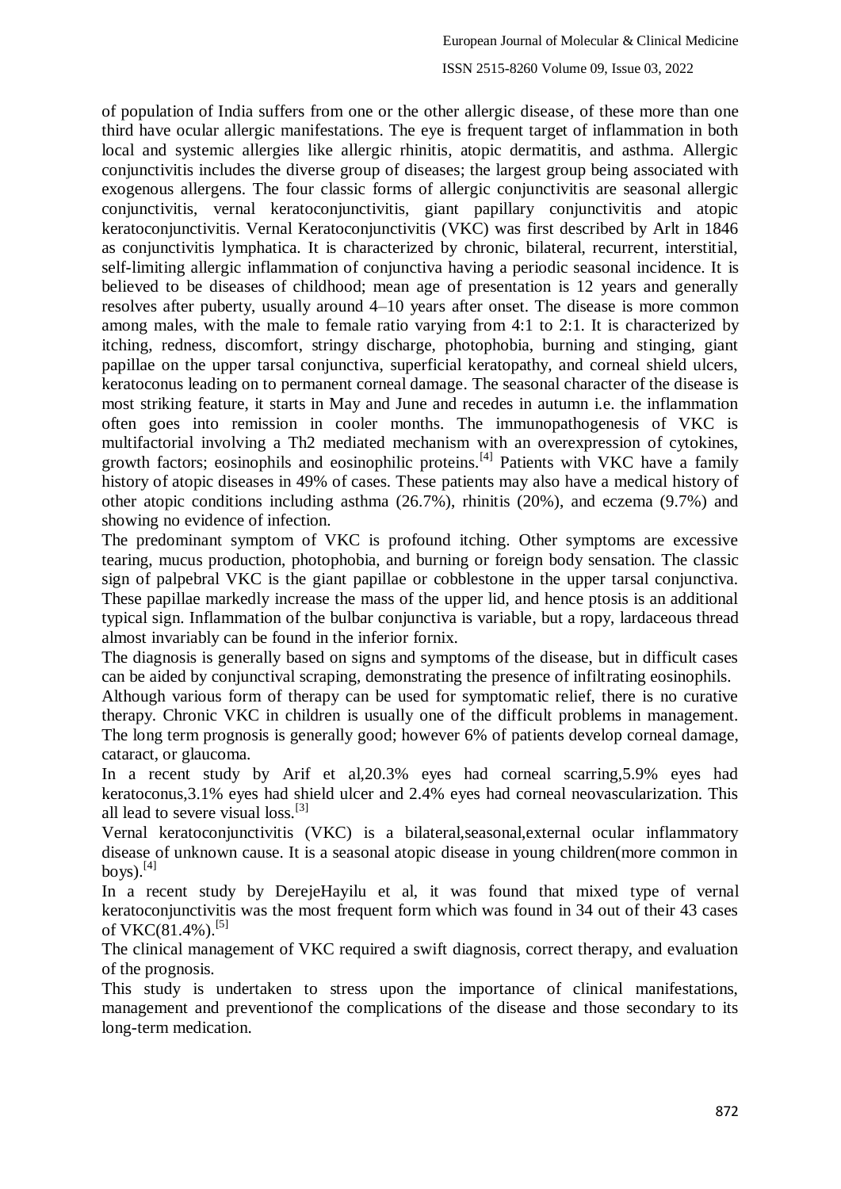of population of India suffers from one or the other allergic disease, of these more than one third have ocular allergic manifestations. The eye is frequent target of inflammation in both local and systemic allergies like allergic rhinitis, atopic dermatitis, and asthma. Allergic conjunctivitis includes the diverse group of diseases; the largest group being associated with exogenous allergens. The four classic forms of allergic conjunctivitis are seasonal allergic conjunctivitis, vernal keratoconjunctivitis, giant papillary conjunctivitis and atopic keratoconjunctivitis. Vernal Keratoconjunctivitis (VKC) was first described by Arlt in 1846 as conjunctivitis lymphatica. It is characterized by chronic, bilateral, recurrent, interstitial, self-limiting allergic inflammation of conjunctiva having a periodic seasonal incidence. It is believed to be diseases of childhood; mean age of presentation is 12 years and generally resolves after puberty, usually around 4–10 years after onset. The disease is more common among males, with the male to female ratio varying from 4:1 to 2:1. It is characterized by itching, redness, discomfort, stringy discharge, photophobia, burning and stinging, giant papillae on the upper tarsal conjunctiva, superficial keratopathy, and corneal shield ulcers, keratoconus leading on to permanent corneal damage. The seasonal character of the disease is most striking feature, it starts in May and June and recedes in autumn i.e. the inflammation often goes into remission in cooler months. The immunopathogenesis of VKC is multifactorial involving a Th2 mediated mechanism with an overexpression of cytokines, growth factors; eosinophils and eosinophilic proteins.[4] Patients with VKC have a family history of atopic diseases in 49% of cases. These patients may also have a medical history of other atopic conditions including asthma (26.7%), rhinitis (20%), and eczema (9.7%) and showing no evidence of infection.

The predominant symptom of VKC is profound itching. Other symptoms are excessive tearing, mucus production, photophobia, and burning or foreign body sensation. The classic sign of palpebral VKC is the giant papillae or cobblestone in the upper tarsal conjunctiva. These papillae markedly increase the mass of the upper lid, and hence ptosis is an additional typical sign. Inflammation of the bulbar conjunctiva is variable, but a ropy, lardaceous thread almost invariably can be found in the inferior fornix.

The diagnosis is generally based on signs and symptoms of the disease, but in difficult cases can be aided by conjunctival scraping, demonstrating the presence of infiltrating eosinophils.

Although various form of therapy can be used for symptomatic relief, there is no curative therapy. Chronic VKC in children is usually one of the difficult problems in management. The long term prognosis is generally good; however 6% of patients develop corneal damage, cataract, or glaucoma.

In a recent study by Arif et al,20.3% eyes had corneal scarring,5.9% eyes had keratoconus,3.1% eyes had shield ulcer and 2.4% eyes had corneal neovascularization. This all lead to severe visual loss.[3]

Vernal keratoconjunctivitis (VKC) is a bilateral,seasonal,external ocular inflammatory disease of unknown cause. It is a seasonal atopic disease in young children(more common in boys).[4]

In a recent study by DerejeHayilu et al, it was found that mixed type of vernal keratoconjunctivitis was the most frequent form which was found in 34 out of their 43 cases of VKC(81.4%).[5]

The clinical management of VKC required a swift diagnosis, correct therapy, and evaluation of the prognosis.

This study is undertaken to stress upon the importance of clinical manifestations, management and preventionof the complications of the disease and those secondary to its long-term medication.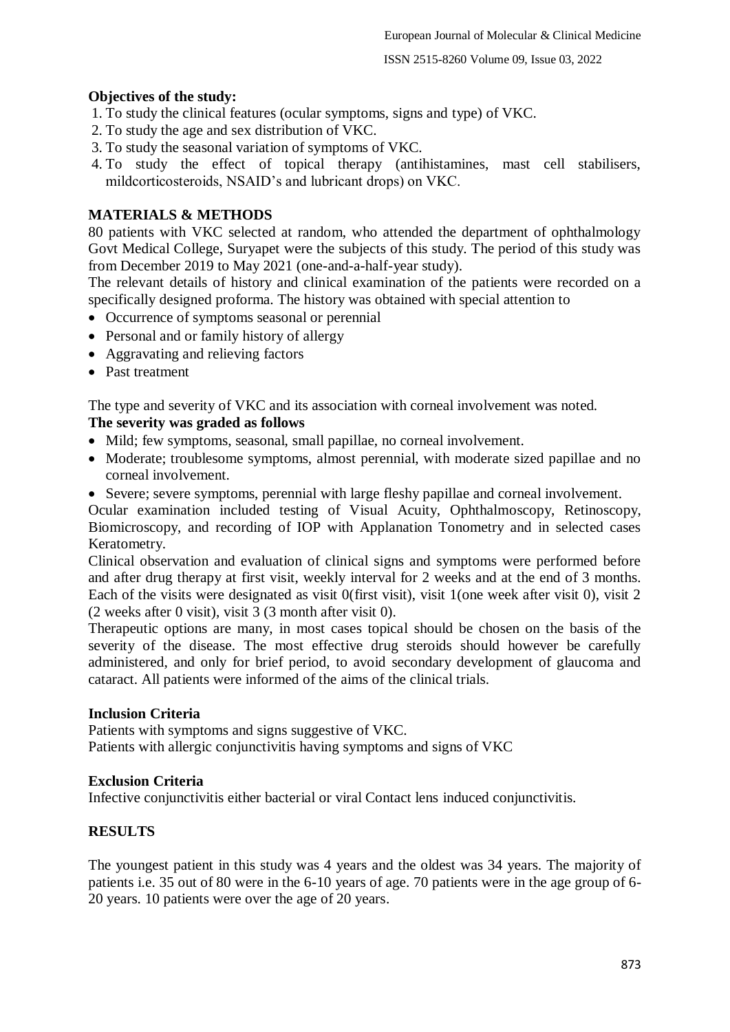**Objectives of the study:**

1. To study the clinical features (ocular symptoms, signs and type) of VKC.
2. To study the age and sex distribution of VKC.
3. To study the seasonal variation of symptoms of VKC.
4. To study the effect of topical therapy (antihistamines, mast cell stabilisers, mildcorticosteroids, NSAID's and lubricant drops) on VKC.

## MATERIALS & METHODS

80 patients with VKC selected at random, who attended the department of ophthalmology Govt Medical College, Suryapet were the subjects of this study. The period of this study was from December 2019 to May 2021 (one-and-a-half-year study).

The relevant details of history and clinical examination of the patients were recorded on a specifically designed proforma. The history was obtained with special attention to

- Occurrence of symptoms seasonal or perennial
- Personal and or family history of allergy
- Aggravating and relieving factors
- Past treatment

The type and severity of VKC and its association with corneal involvement was noted.

**The severity was graded as follows**

- Mild; few symptoms, seasonal, small papillae, no corneal involvement.
- Moderate; troublesome symptoms, almost perennial, with moderate sized papillae and no corneal involvement.
- Severe; severe symptoms, perennial with large fleshy papillae and corneal involvement.

Ocular examination included testing of Visual Acuity, Ophthalmoscopy, Retinoscopy, Biomicroscopy, and recording of IOP with Applanation Tonometry and in selected cases Keratometry.

Clinical observation and evaluation of clinical signs and symptoms were performed before and after drug therapy at first visit, weekly interval for 2 weeks and at the end of 3 months. Each of the visits were designated as visit 0(first visit), visit 1(one week after visit 0), visit 2 (2 weeks after 0 visit), visit 3 (3 month after visit 0).

Therapeutic options are many, in most cases topical should be chosen on the basis of the severity of the disease. The most effective drug steroids should however be carefully administered, and only for brief period, to avoid secondary development of glaucoma and cataract. All patients were informed of the aims of the clinical trials.

**Inclusion Criteria**

Patients with symptoms and signs suggestive of VKC.
Patients with allergic conjunctivitis having symptoms and signs of VKC

**Exclusion Criteria**

Infective conjunctivitis either bacterial or viral Contact lens induced conjunctivitis.

## RESULTS

The youngest patient in this study was 4 years and the oldest was 34 years. The majority of patients i.e. 35 out of 80 were in the 6-10 years of age. 70 patients were in the age group of 6-20 years. 10 patients were over the age of 20 years.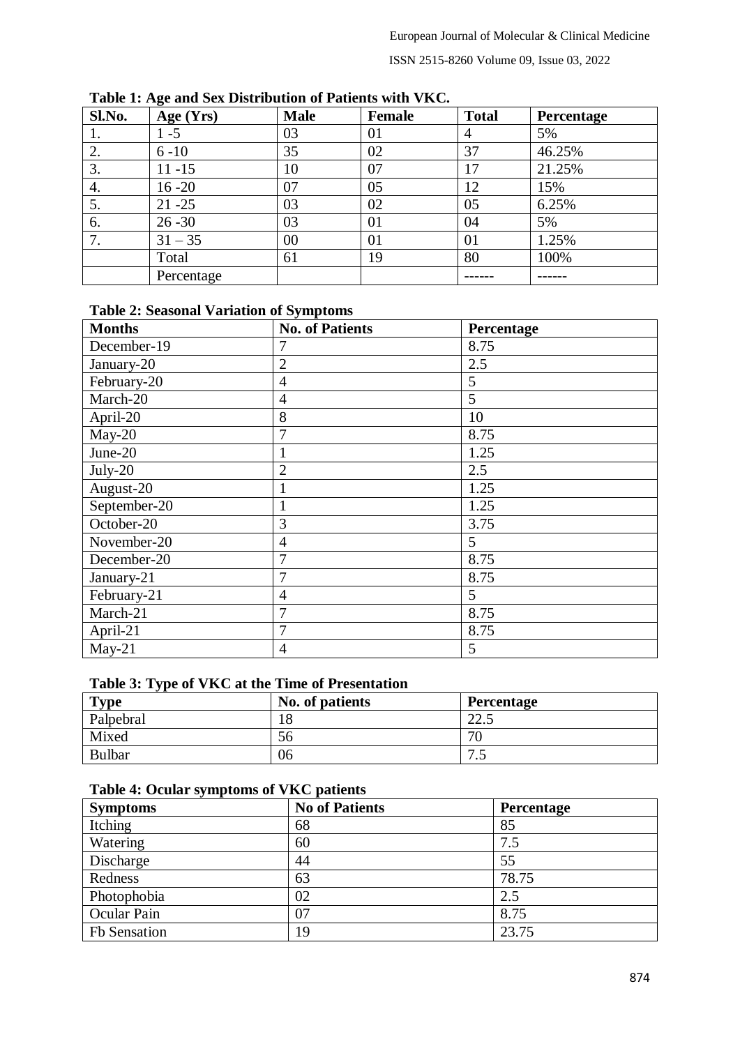**Table 1: Age and Sex Distribution of Patients with VKC.**

| Sl.No. | Age (Yrs) | Male | Female | Total | Percentage |
|---|---|---|---|---|---|
| 1. | 1 -5 | 03 | 01 | 4 | 5% |
| 2. | 6 -10 | 35 | 02 | 37 | 46.25% |
| 3. | 11 -15 | 10 | 07 | 17 | 21.25% |
| 4. | 16 -20 | 07 | 05 | 12 | 15% |
| 5. | 21 -25 | 03 | 02 | 05 | 6.25% |
| 6. | 26 -30 | 03 | 01 | 04 | 5% |
| 7. | 31 – 35 | 00 | 01 | 01 | 1.25% |
| | Total | 61 | 19 | 80 | 100% |
| | Percentage | | | ------ | ------ |

**Table 2: Seasonal Variation of Symptoms**

| Months | No. of Patients | Percentage |
|---|---|---|
| December-19 | 7 | 8.75 |
| January-20 | 2 | 2.5 |
| February-20 | 4 | 5 |
| March-20 | 4 | 5 |
| April-20 | 8 | 10 |
| May-20 | 7 | 8.75 |
| June-20 | 1 | 1.25 |
| July-20 | 2 | 2.5 |
| August-20 | 1 | 1.25 |
| September-20 | 1 | 1.25 |
| October-20 | 3 | 3.75 |
| November-20 | 4 | 5 |
| December-20 | 7 | 8.75 |
| January-21 | 7 | 8.75 |
| February-21 | 4 | 5 |
| March-21 | 7 | 8.75 |
| April-21 | 7 | 8.75 |
| May-21 | 4 | 5 |

**Table 3: Type of VKC at the Time of Presentation**

| Type | No. of patients | Percentage |
|---|---|---|
| Palpebral | 18 | 22.5 |
| Mixed | 56 | 70 |
| Bulbar | 06 | 7.5 |

**Table 4: Ocular symptoms of VKC patients**

| Symptoms | No of Patients | Percentage |
|---|---|---|
| Itching | 68 | 85 |
| Watering | 60 | 7.5 |
| Discharge | 44 | 55 |
| Redness | 63 | 78.75 |
| Photophobia | 02 | 2.5 |
| Ocular Pain | 07 | 8.75 |
| Fb Sensation | 19 | 23.75 |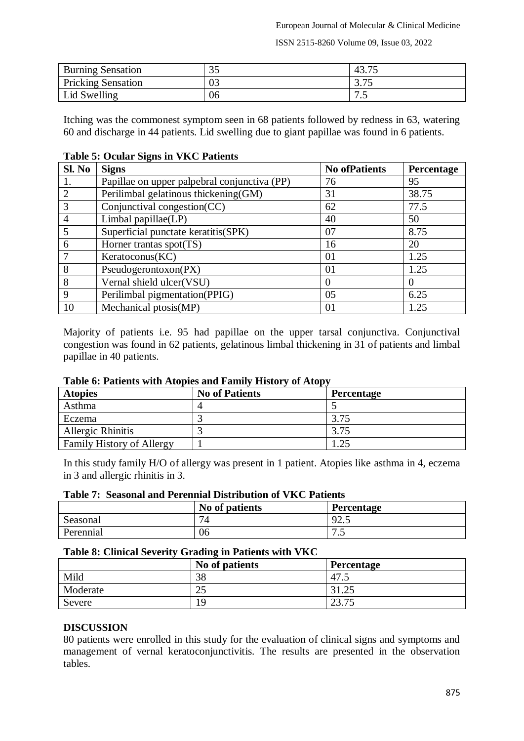| Burning Sensation | 35 | 43.75 |
|---|---|---|
| Pricking Sensation | 03 | 3.75 |
| Lid Swelling | 06 | 7.5 |

Itching was the commonest symptom seen in 68 patients followed by redness in 63, watering 60 and discharge in 44 patients. Lid swelling due to giant papillae was found in 6 patients.

**Table 5: Ocular Signs in VKC Patients**

| Sl. No | Signs | No ofPatients | Percentage |
|---|---|---|---|
| 1. | Papillae on upper palpebral conjunctiva (PP) | 76 | 95 |
| 2 | Perilimbal gelatinous thickening(GM) | 31 | 38.75 |
| 3 | Conjunctival congestion(CC) | 62 | 77.5 |
| 4 | Limbal papillae(LP) | 40 | 50 |
| 5 | Superficial punctate keratitis(SPK) | 07 | 8.75 |
| 6 | Horner trantas spot(TS) | 16 | 20 |
| 7 | Keratoconus(KC) | 01 | 1.25 |
| 8 | Pseudogerontoxon(PX) | 01 | 1.25 |
| 8 | Vernal shield ulcer(VSU) | 0 | 0 |
| 9 | Perilimbal pigmentation(PPIG) | 05 | 6.25 |
| 10 | Mechanical ptosis(MP) | 01 | 1.25 |

Majority of patients i.e. 95 had papillae on the upper tarsal conjunctiva. Conjunctival congestion was found in 62 patients, gelatinous limbal thickening in 31 of patients and limbal papillae in 40 patients.

**Table 6: Patients with Atopies and Family History of Atopy**

| Atopies | No of Patients | Percentage |
|---|---|---|
| Asthma | 4 | 5 |
| Eczema | 3 | 3.75 |
| Allergic Rhinitis | 3 | 3.75 |
| Family History of Allergy | 1 | 1.25 |

In this study family H/O of allergy was present in 1 patient. Atopies like asthma in 4, eczema in 3 and allergic rhinitis in 3.

**Table 7: Seasonal and Perennial Distribution of VKC Patients**

| | No of patients | Percentage |
|---|---|---|
| Seasonal | 74 | 92.5 |
| Perennial | 06 | 7.5 |

**Table 8: Clinical Severity Grading in Patients with VKC**

| | No of patients | Percentage |
|---|---|---|
| Mild | 38 | 47.5 |
| Moderate | 25 | 31.25 |
| Severe | 19 | 23.75 |

## DISCUSSION

80 patients were enrolled in this study for the evaluation of clinical signs and symptoms and management of vernal keratoconjunctivitis. The results are presented in the observation tables.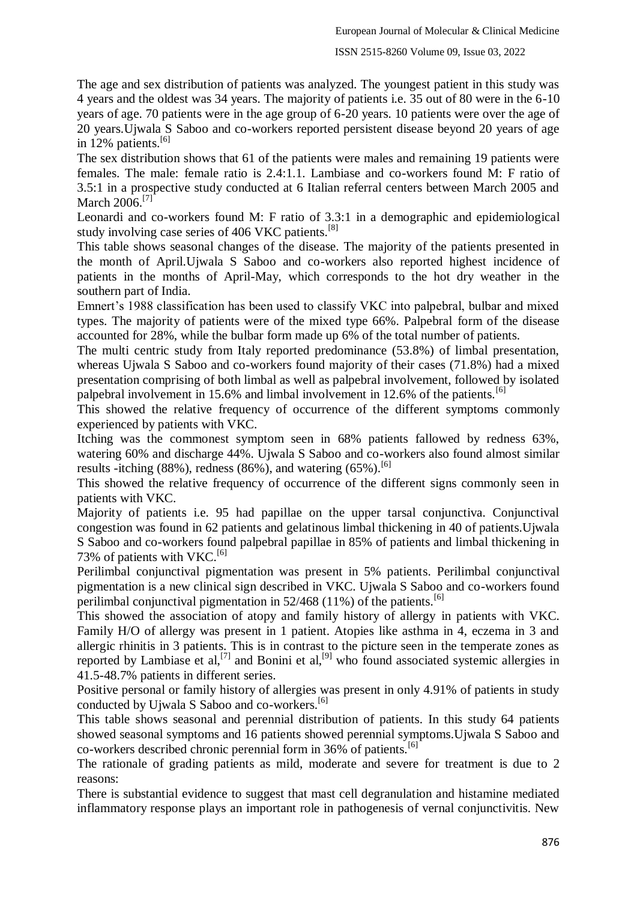The age and sex distribution of patients was analyzed. The youngest patient in this study was 4 years and the oldest was 34 years. The majority of patients i.e. 35 out of 80 were in the 6-10 years of age. 70 patients were in the age group of 6-20 years. 10 patients were over the age of 20 years.Ujwala S Saboo and co-workers reported persistent disease beyond 20 years of age in 12% patients.[6]

The sex distribution shows that 61 of the patients were males and remaining 19 patients were females. The male: female ratio is 2.4:1.1. Lambiase and co-workers found M: F ratio of 3.5:1 in a prospective study conducted at 6 Italian referral centers between March 2005 and March 2006.[7]

Leonardi and co-workers found M: F ratio of 3.3:1 in a demographic and epidemiological study involving case series of 406 VKC patients.[8]

This table shows seasonal changes of the disease. The majority of the patients presented in the month of April.Ujwala S Saboo and co-workers also reported highest incidence of patients in the months of April-May, which corresponds to the hot dry weather in the southern part of India.

Emnert's 1988 classification has been used to classify VKC into palpebral, bulbar and mixed types. The majority of patients were of the mixed type 66%. Palpebral form of the disease accounted for 28%, while the bulbar form made up 6% of the total number of patients.

The multi centric study from Italy reported predominance (53.8%) of limbal presentation, whereas Ujwala S Saboo and co-workers found majority of their cases (71.8%) had a mixed presentation comprising of both limbal as well as palpebral involvement, followed by isolated palpebral involvement in 15.6% and limbal involvement in 12.6% of the patients.[6]

This showed the relative frequency of occurrence of the different symptoms commonly experienced by patients with VKC.

Itching was the commonest symptom seen in 68% patients fallowed by redness 63%, watering 60% and discharge 44%. Ujwala S Saboo and co-workers also found almost similar results -itching (88%), redness (86%), and watering (65%).[6]

This showed the relative frequency of occurrence of the different signs commonly seen in patients with VKC.

Majority of patients i.e. 95 had papillae on the upper tarsal conjunctiva. Conjunctival congestion was found in 62 patients and gelatinous limbal thickening in 40 of patients.Ujwala S Saboo and co-workers found palpebral papillae in 85% of patients and limbal thickening in 73% of patients with VKC.[6]

Perilimbal conjunctival pigmentation was present in 5% patients. Perilimbal conjunctival pigmentation is a new clinical sign described in VKC. Ujwala S Saboo and co-workers found perilimbal conjunctival pigmentation in 52/468 (11%) of the patients.[6]

This showed the association of atopy and family history of allergy in patients with VKC. Family H/O of allergy was present in 1 patient. Atopies like asthma in 4, eczema in 3 and allergic rhinitis in 3 patients. This is in contrast to the picture seen in the temperate zones as reported by Lambiase et al,[7] and Bonini et al,[9] who found associated systemic allergies in 41.5-48.7% patients in different series.

Positive personal or family history of allergies was present in only 4.91% of patients in study conducted by Ujwala S Saboo and co-workers.[6]

This table shows seasonal and perennial distribution of patients. In this study 64 patients showed seasonal symptoms and 16 patients showed perennial symptoms.Ujwala S Saboo and co-workers described chronic perennial form in 36% of patients.[6]

The rationale of grading patients as mild, moderate and severe for treatment is due to 2 reasons:

There is substantial evidence to suggest that mast cell degranulation and histamine mediated inflammatory response plays an important role in pathogenesis of vernal conjunctivitis. New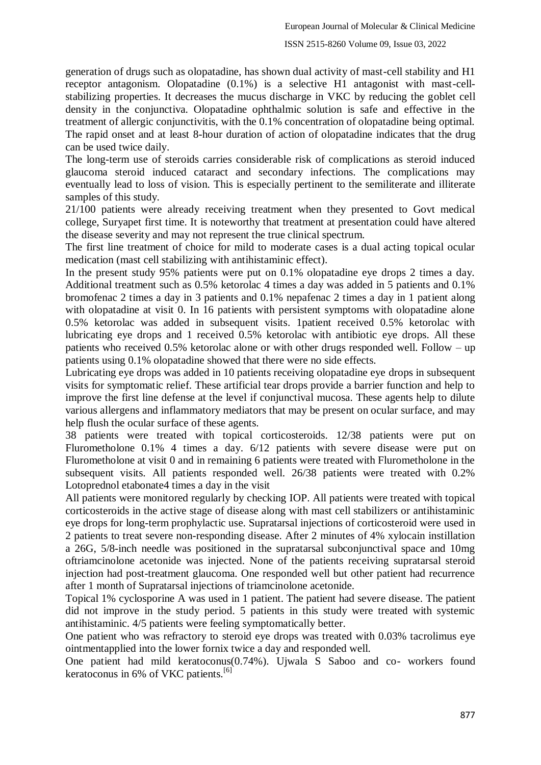generation of drugs such as olopatadine, has shown dual activity of mast-cell stability and H1 receptor antagonism. Olopatadine (0.1%) is a selective H1 antagonist with mast-cell-stabilizing properties. It decreases the mucus discharge in VKC by reducing the goblet cell density in the conjunctiva. Olopatadine ophthalmic solution is safe and effective in the treatment of allergic conjunctivitis, with the 0.1% concentration of olopatadine being optimal. The rapid onset and at least 8-hour duration of action of olopatadine indicates that the drug can be used twice daily.

The long-term use of steroids carries considerable risk of complications as steroid induced glaucoma steroid induced cataract and secondary infections. The complications may eventually lead to loss of vision. This is especially pertinent to the semiliterate and illiterate samples of this study.

21/100 patients were already receiving treatment when they presented to Govt medical college, Suryapet first time. It is noteworthy that treatment at presentation could have altered the disease severity and may not represent the true clinical spectrum.

The first line treatment of choice for mild to moderate cases is a dual acting topical ocular medication (mast cell stabilizing with antihistaminic effect).

In the present study 95% patients were put on 0.1% olopatadine eye drops 2 times a day. Additional treatment such as 0.5% ketorolac 4 times a day was added in 5 patients and 0.1% bromofenac 2 times a day in 3 patients and 0.1% nepafenac 2 times a day in 1 patient along with olopatadine at visit 0. In 16 patients with persistent symptoms with olopatadine alone 0.5% ketorolac was added in subsequent visits. 1patient received 0.5% ketorolac with lubricating eye drops and 1 received 0.5% ketorolac with antibiotic eye drops. All these patients who received 0.5% ketorolac alone or with other drugs responded well. Follow – up patients using 0.1% olopatadine showed that there were no side effects.

Lubricating eye drops was added in 10 patients receiving olopatadine eye drops in subsequent visits for symptomatic relief. These artificial tear drops provide a barrier function and help to improve the first line defense at the level if conjunctival mucosa. These agents help to dilute various allergens and inflammatory mediators that may be present on ocular surface, and may help flush the ocular surface of these agents.

38 patients were treated with topical corticosteroids. 12/38 patients were put on Flurometholone 0.1% 4 times a day. 6/12 patients with severe disease were put on Flurometholone at visit 0 and in remaining 6 patients were treated with Flurometholone in the subsequent visits. All patients responded well. 26/38 patients were treated with 0.2% Lotoprednol etabonate4 times a day in the visit

All patients were monitored regularly by checking IOP. All patients were treated with topical corticosteroids in the active stage of disease along with mast cell stabilizers or antihistaminic eye drops for long-term prophylactic use. Supratarsal injections of corticosteroid were used in 2 patients to treat severe non-responding disease. After 2 minutes of 4% xylocain instillation a 26G, 5/8-inch needle was positioned in the supratarsal subconjunctival space and 10mg oftriamcinolone acetonide was injected. None of the patients receiving supratarsal steroid injection had post-treatment glaucoma. One responded well but other patient had recurrence after 1 month of Supratarsal injections of triamcinolone acetonide.

Topical 1% cyclosporine A was used in 1 patient. The patient had severe disease. The patient did not improve in the study period. 5 patients in this study were treated with systemic antihistaminic. 4/5 patients were feeling symptomatically better.

One patient who was refractory to steroid eye drops was treated with 0.03% tacrolimus eye ointmentapplied into the lower fornix twice a day and responded well.

One patient had mild keratoconus(0.74%). Ujwala S Saboo and co- workers found keratoconus in 6% of VKC patients.[6]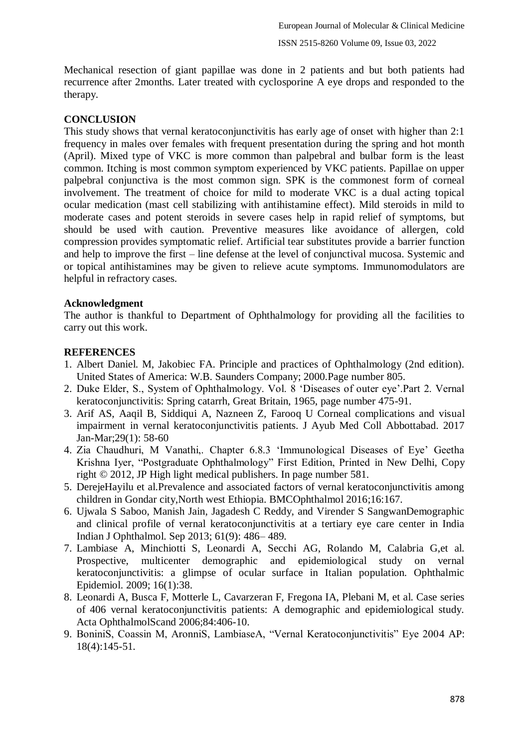Mechanical resection of giant papillae was done in 2 patients and but both patients had recurrence after 2months. Later treated with cyclosporine A eye drops and responded to the therapy.

## CONCLUSION

This study shows that vernal keratoconjunctivitis has early age of onset with higher than 2:1 frequency in males over females with frequent presentation during the spring and hot month (April). Mixed type of VKC is more common than palpebral and bulbar form is the least common. Itching is most common symptom experienced by VKC patients. Papillae on upper palpebral conjunctiva is the most common sign. SPK is the commonest form of corneal involvement. The treatment of choice for mild to moderate VKC is a dual acting topical ocular medication (mast cell stabilizing with antihistamine effect). Mild steroids in mild to moderate cases and potent steroids in severe cases help in rapid relief of symptoms, but should be used with caution. Preventive measures like avoidance of allergen, cold compression provides symptomatic relief. Artificial tear substitutes provide a barrier function and help to improve the first – line defense at the level of conjunctival mucosa. Systemic and or topical antihistamines may be given to relieve acute symptoms. Immunomodulators are helpful in refractory cases.

## Acknowledgment

The author is thankful to Department of Ophthalmology for providing all the facilities to carry out this work.

## REFERENCES

1. Albert Daniel. M, Jakobiec FA. Principle and practices of Ophthalmology (2nd edition). United States of America: W.B. Saunders Company; 2000.Page number 805.
2. Duke Elder, S., System of Ophthalmology. Vol. 8 'Diseases of outer eye'.Part 2. Vernal keratoconjunctivitis: Spring catarrh, Great Britain, 1965, page number 475-91.
3. Arif AS, Aaqil B, Siddiqui A, Nazneen Z, Farooq U Corneal complications and visual impairment in vernal keratoconjunctivitis patients. J Ayub Med Coll Abbottabad. 2017 Jan-Mar;29(1): 58-60
4. Zia Chaudhuri, M Vanathi,. Chapter 6.8.3 'Immunological Diseases of Eye' Geetha Krishna Iyer, "Postgraduate Ophthalmology" First Edition, Printed in New Delhi, Copy right © 2012, JP High light medical publishers. In page number 581.
5. DerejeHayilu et al.Prevalence and associated factors of vernal keratoconjunctivitis among children in Gondar city,North west Ethiopia. BMCOphthalmol 2016;16:167.
6. Ujwala S Saboo, Manish Jain, Jagadesh C Reddy, and Virender S SangwanDemographic and clinical profile of vernal keratoconjunctivitis at a tertiary eye care center in India Indian J Ophthalmol. Sep 2013; 61(9): 486– 489.
7. Lambiase A, Minchiotti S, Leonardi A, Secchi AG, Rolando M, Calabria G,et al. Prospective, multicenter demographic and epidemiological study on vernal keratoconjunctivitis: a glimpse of ocular surface in Italian population. Ophthalmic Epidemiol. 2009; 16(1):38.
8. Leonardi A, Busca F, Motterle L, Cavarzeran F, Fregona IA, Plebani M, et al. Case series of 406 vernal keratoconjunctivitis patients: A demographic and epidemiological study. Acta OphthalmolScand 2006;84:406-10.
9. BoniniS, Coassin M, AronniS, LambiaseA, "Vernal Keratoconjunctivitis" Eye 2004 AP: 18(4):145-51.